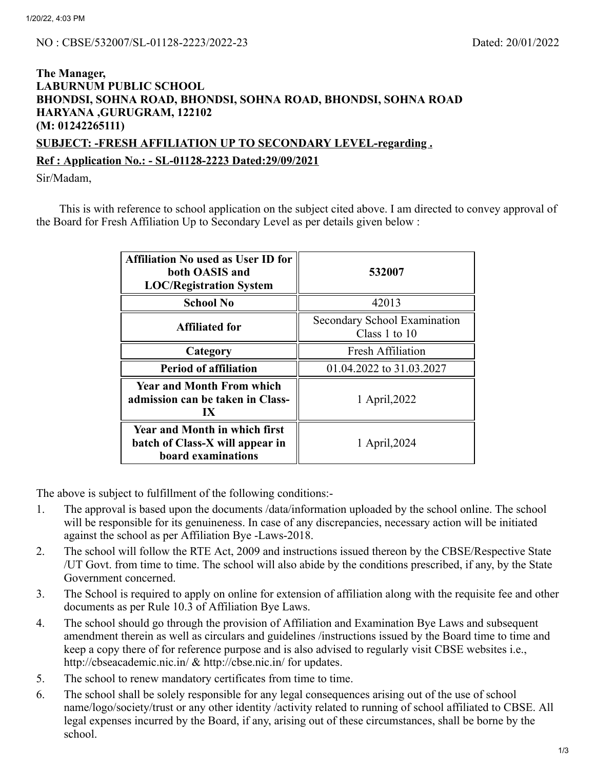NO : CBSE/532007/SL-01128-2223/2022-23 Dated: 20/01/2022

**The Manager,**
**LABURNUM PUBLIC SCHOOL**
**BHONDSI, SOHNA ROAD, BHONDSI, SOHNA ROAD, BHONDSI, SOHNA ROAD**
**HARYANA ,GURUGRAM, 122102**
**(M: 01242265111)**

**SUBJECT: -FRESH AFFILIATION UP TO SECONDARY LEVEL-regarding .**

**Ref : Application No.: - SL-01128-2223 Dated:29/09/2021**

Sir/Madam,

This is with reference to school application on the subject cited above. I am directed to convey approval of the Board for Fresh Affiliation Up to Secondary Level as per details given below :

| **Affiliation No used as User ID for both OASIS and LOC/Registration System** | **532007** |
|---|---|
| **School No** | 42013 |
| **Affiliated for** | Secondary School Examination Class 1 to 10 |
| **Category** | Fresh Affiliation |
| **Period of affiliation** | 01.04.2022 to 31.03.2027 |
| **Year and Month From which admission can be taken in Class-IX** | 1 April,2022 |
| **Year and Month in which first batch of Class-X will appear in board examinations** | 1 April,2024 |

The above is subject to fulfillment of the following conditions:-

1. The approval is based upon the documents /data/information uploaded by the school online. The school will be responsible for its genuineness. In case of any discrepancies, necessary action will be initiated against the school as per Affiliation Bye -Laws-2018.
2. The school will follow the RTE Act, 2009 and instructions issued thereon by the CBSE/Respective State /UT Govt. from time to time. The school will also abide by the conditions prescribed, if any, by the State Government concerned.
3. The School is required to apply on online for extension of affiliation along with the requisite fee and other documents as per Rule 10.3 of Affiliation Bye Laws.
4. The school should go through the provision of Affiliation and Examination Bye Laws and subsequent amendment therein as well as circulars and guidelines /instructions issued by the Board time to time and keep a copy there of for reference purpose and is also advised to regularly visit CBSE websites i.e., http://cbseacademic.nic.in/ & http://cbse.nic.in/ for updates.
5. The school to renew mandatory certificates from time to time.
6. The school shall be solely responsible for any legal consequences arising out of the use of school name/logo/society/trust or any other identity /activity related to running of school affiliated to CBSE. All legal expenses incurred by the Board, if any, arising out of these circumstances, shall be borne by the school.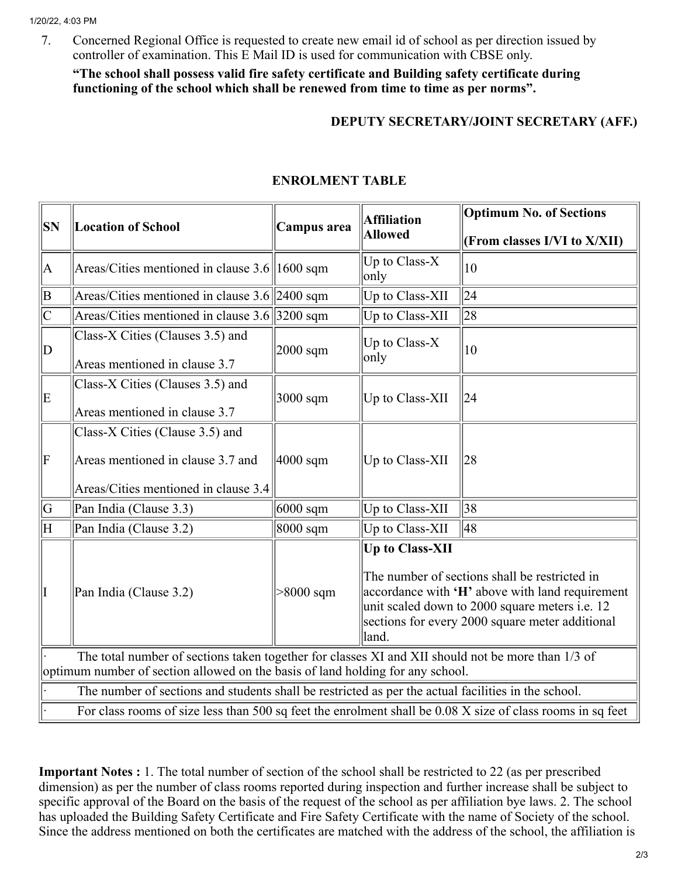7. Concerned Regional Office is requested to create new email id of school as per direction issued by controller of examination. This E Mail ID is used for communication with CBSE only.

**"The school shall possess valid fire safety certificate and Building safety certificate during functioning of the school which shall be renewed from time to time as per norms".**

**DEPUTY SECRETARY/JOINT SECRETARY (AFF.)**

## ENROLMENT TABLE

| SN | Location of School | Campus area | Affiliation Allowed | Optimum No. of Sections (From classes I/VI to X/XII) |
|---|---|---|---|---|
| A | Areas/Cities mentioned in clause 3.6 | 1600 sqm | Up to Class-X only | 10 |
| B | Areas/Cities mentioned in clause 3.6 | 2400 sqm | Up to Class-XII | 24 |
| C | Areas/Cities mentioned in clause 3.6 | 3200 sqm | Up to Class-XII | 28 |
| D | Class-X Cities (Clauses 3.5) and Areas mentioned in clause 3.7 | 2000 sqm | Up to Class-X only | 10 |
| E | Class-X Cities (Clauses 3.5) and Areas mentioned in clause 3.7 | 3000 sqm | Up to Class-XII | 24 |
| F | Class-X Cities (Clause 3.5) and Areas mentioned in clause 3.7 and Areas/Cities mentioned in clause 3.4 | 4000 sqm | Up to Class-XII | 28 |
| G | Pan India (Clause 3.3) | 6000 sqm | Up to Class-XII | 38 |
| H | Pan India (Clause 3.2) | 8000 sqm | Up to Class-XII | 48 |
| I | Pan India (Clause 3.2) | >8000 sqm | **Up to Class-XII** The number of sections shall be restricted in accordance with **'H'** above with land requirement unit scaled down to 2000 square meters i.e. 12 sections for every 2000 square meter additional land. | |
| · The total number of sections taken together for classes XI and XII should not be more than 1/3 of optimum number of section allowed on the basis of land holding for any school. | | | | |
| · The number of sections and students shall be restricted as per the actual facilities in the school. | | | | |
| · For class rooms of size less than 500 sq feet the enrolment shall be 0.08 X size of class rooms in sq feet | | | | |

**Important Notes :** 1. The total number of section of the school shall be restricted to 22 (as per prescribed dimension) as per the number of class rooms reported during inspection and further increase shall be subject to specific approval of the Board on the basis of the request of the school as per affiliation bye laws. 2. The school has uploaded the Building Safety Certificate and Fire Safety Certificate with the name of Society of the school. Since the address mentioned on both the certificates are matched with the address of the school, the affiliation is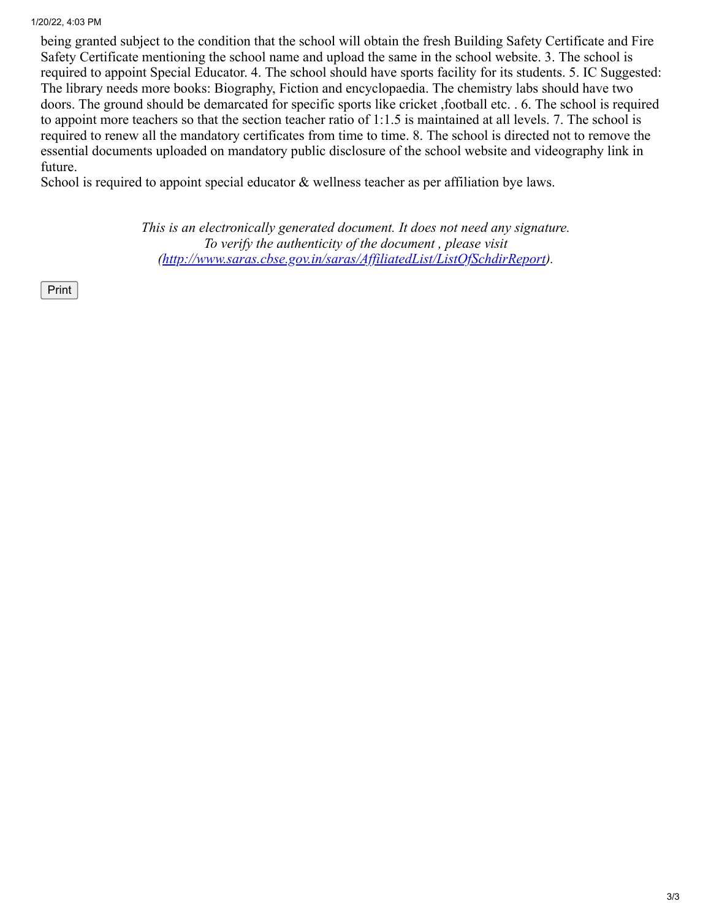being granted subject to the condition that the school will obtain the fresh Building Safety Certificate and Fire Safety Certificate mentioning the school name and upload the same in the school website. 3. The school is required to appoint Special Educator. 4. The school should have sports facility for its students. 5. IC Suggested: The library needs more books: Biography, Fiction and encyclopaedia. The chemistry labs should have two doors. The ground should be demarcated for specific sports like cricket ,football etc. . 6. The school is required to appoint more teachers so that the section teacher ratio of 1:1.5 is maintained at all levels. 7. The school is required to renew all the mandatory certificates from time to time. 8. The school is directed not to remove the essential documents uploaded on mandatory public disclosure of the school website and videography link in future.

School is required to appoint special educator & wellness teacher as per affiliation bye laws.

*This is an electronically generated document. It does not need any signature.*
*To verify the authenticity of the document , please visit*
*([http://www.saras.cbse.gov.in/saras/AffiliatedList/ListOfSchdirReport](http://www.saras.cbse.gov.in/saras/AffiliatedList/ListOfSchdirReport)).*

Print